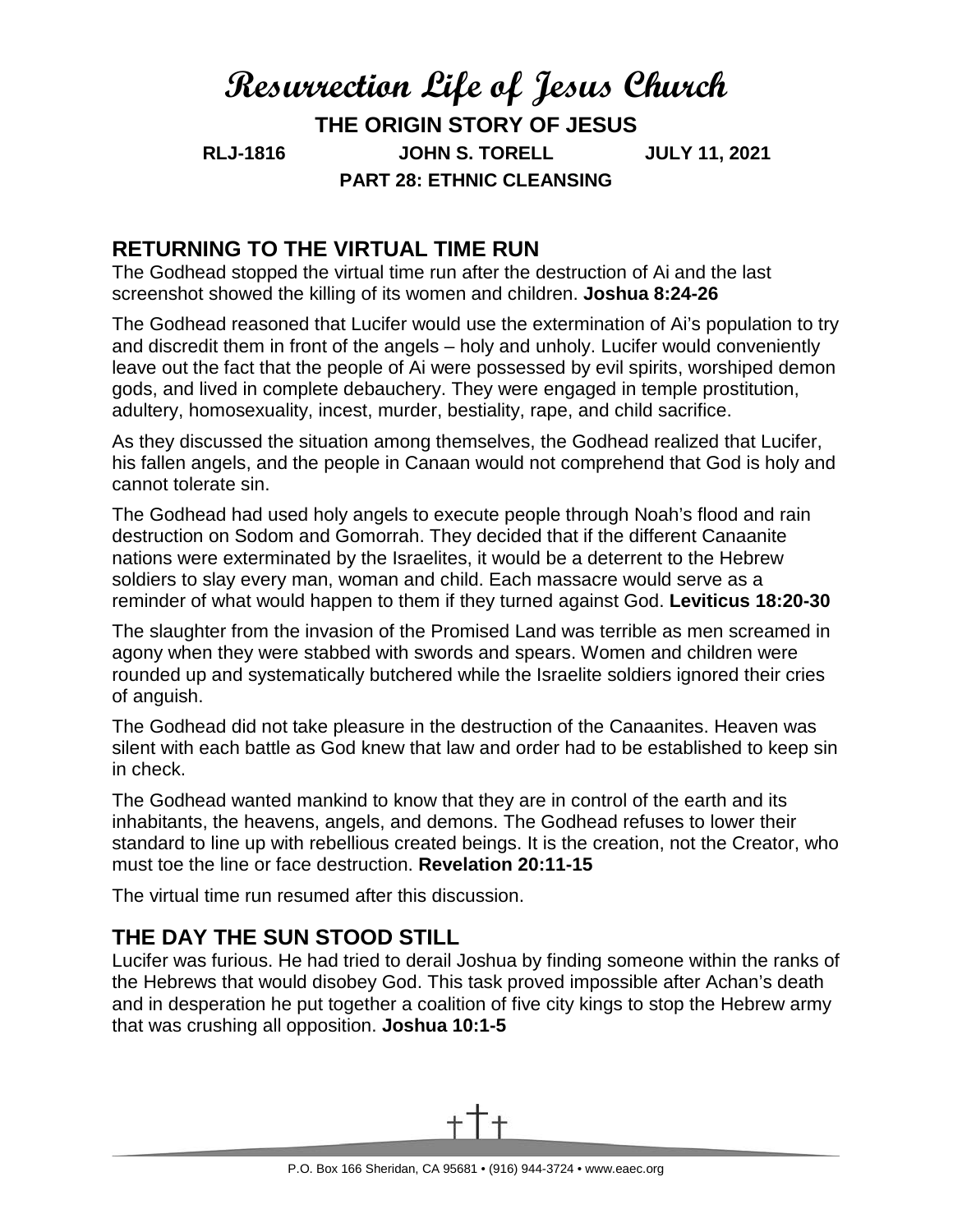# Resurrection Life of Jesus Church

## THE ORIGIN STORY OF JESUS

**RLJ-1816 JOHN S. TORELL JULY 11, 2021**

**PART 28: ETHNIC CLEANSING**

## RETURNING TO THE VIRTUAL TIME RUN

The Godhead stopped the virtual time run after the destruction of Ai and the last screenshot showed the killing of its women and children. **Joshua 8:24-26**

The Godhead reasoned that Lucifer would use the extermination of Ai's population to try and discredit them in front of the angels – holy and unholy. Lucifer would conveniently leave out the fact that the people of Ai were possessed by evil spirits, worshiped demon gods, and lived in complete debauchery. They were engaged in temple prostitution, adultery, homosexuality, incest, murder, bestiality, rape, and child sacrifice.

As they discussed the situation among themselves, the Godhead realized that Lucifer, his fallen angels, and the people in Canaan would not comprehend that God is holy and cannot tolerate sin.

The Godhead had used holy angels to execute people through Noah's flood and rain destruction on Sodom and Gomorrah. They decided that if the different Canaanite nations were exterminated by the Israelites, it would be a deterrent to the Hebrew soldiers to slay every man, woman and child. Each massacre would serve as a reminder of what would happen to them if they turned against God. **Leviticus 18:20-30**

The slaughter from the invasion of the Promised Land was terrible as men screamed in agony when they were stabbed with swords and spears. Women and children were rounded up and systematically butchered while the Israelite soldiers ignored their cries of anguish.

The Godhead did not take pleasure in the destruction of the Canaanites. Heaven was silent with each battle as God knew that law and order had to be established to keep sin in check.

The Godhead wanted mankind to know that they are in control of the earth and its inhabitants, the heavens, angels, and demons. The Godhead refuses to lower their standard to line up with rebellious created beings. It is the creation, not the Creator, who must toe the line or face destruction. **Revelation 20:11-15**

The virtual time run resumed after this discussion.

## THE DAY THE SUN STOOD STILL

Lucifer was furious. He had tried to derail Joshua by finding someone within the ranks of the Hebrews that would disobey God. This task proved impossible after Achan's death and in desperation he put together a coalition of five city kings to stop the Hebrew army that was crushing all opposition. **Joshua 10:1-5**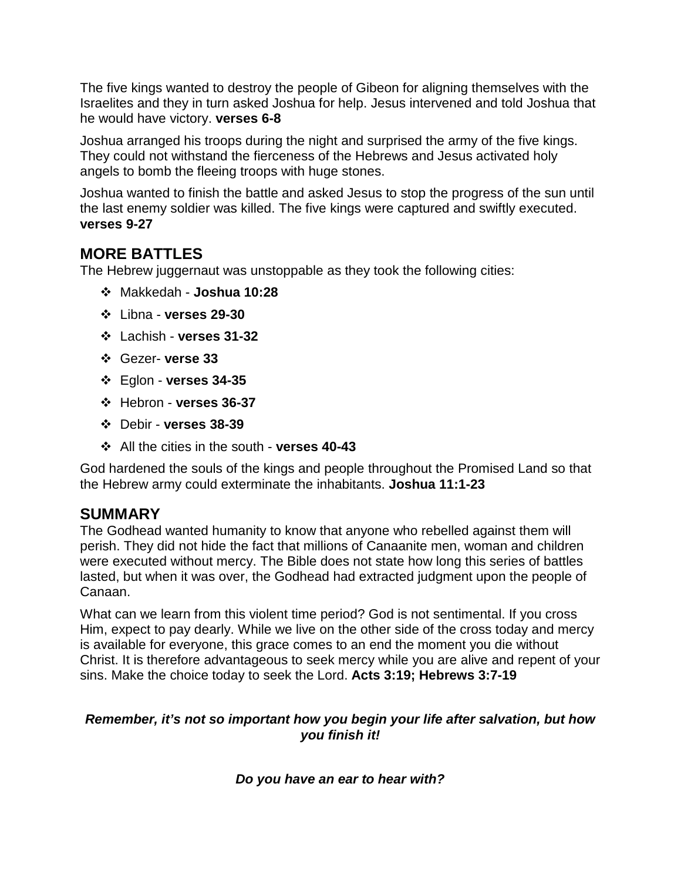The five kings wanted to destroy the people of Gibeon for aligning themselves with the Israelites and they in turn asked Joshua for help. Jesus intervened and told Joshua that he would have victory. **verses 6-8**

Joshua arranged his troops during the night and surprised the army of the five kings. They could not withstand the fierceness of the Hebrews and Jesus activated holy angels to bomb the fleeing troops with huge stones.

Joshua wanted to finish the battle and asked Jesus to stop the progress of the sun until the last enemy soldier was killed. The five kings were captured and swiftly executed. **verses 9-27**

## MORE BATTLES

The Hebrew juggernaut was unstoppable as they took the following cities:

- Makkedah - **Joshua 10:28**
- Libna - **verses 29-30**
- Lachish - **verses 31-32**
- Gezer- **verse 33**
- Eglon - **verses 34-35**
- Hebron - **verses 36-37**
- Debir - **verses 38-39**
- All the cities in the south - **verses 40-43**

God hardened the souls of the kings and people throughout the Promised Land so that the Hebrew army could exterminate the inhabitants. **Joshua 11:1-23**

## SUMMARY

The Godhead wanted humanity to know that anyone who rebelled against them will perish. They did not hide the fact that millions of Canaanite men, woman and children were executed without mercy. The Bible does not state how long this series of battles lasted, but when it was over, the Godhead had extracted judgment upon the people of Canaan.

What can we learn from this violent time period? God is not sentimental. If you cross Him, expect to pay dearly. While we live on the other side of the cross today and mercy is available for everyone, this grace comes to an end the moment you die without Christ. It is therefore advantageous to seek mercy while you are alive and repent of your sins. Make the choice today to seek the Lord. **Acts 3:19; Hebrews 3:7-19**

***Remember, it's not so important how you begin your life after salvation, but how you finish it!***

***Do you have an ear to hear with?***